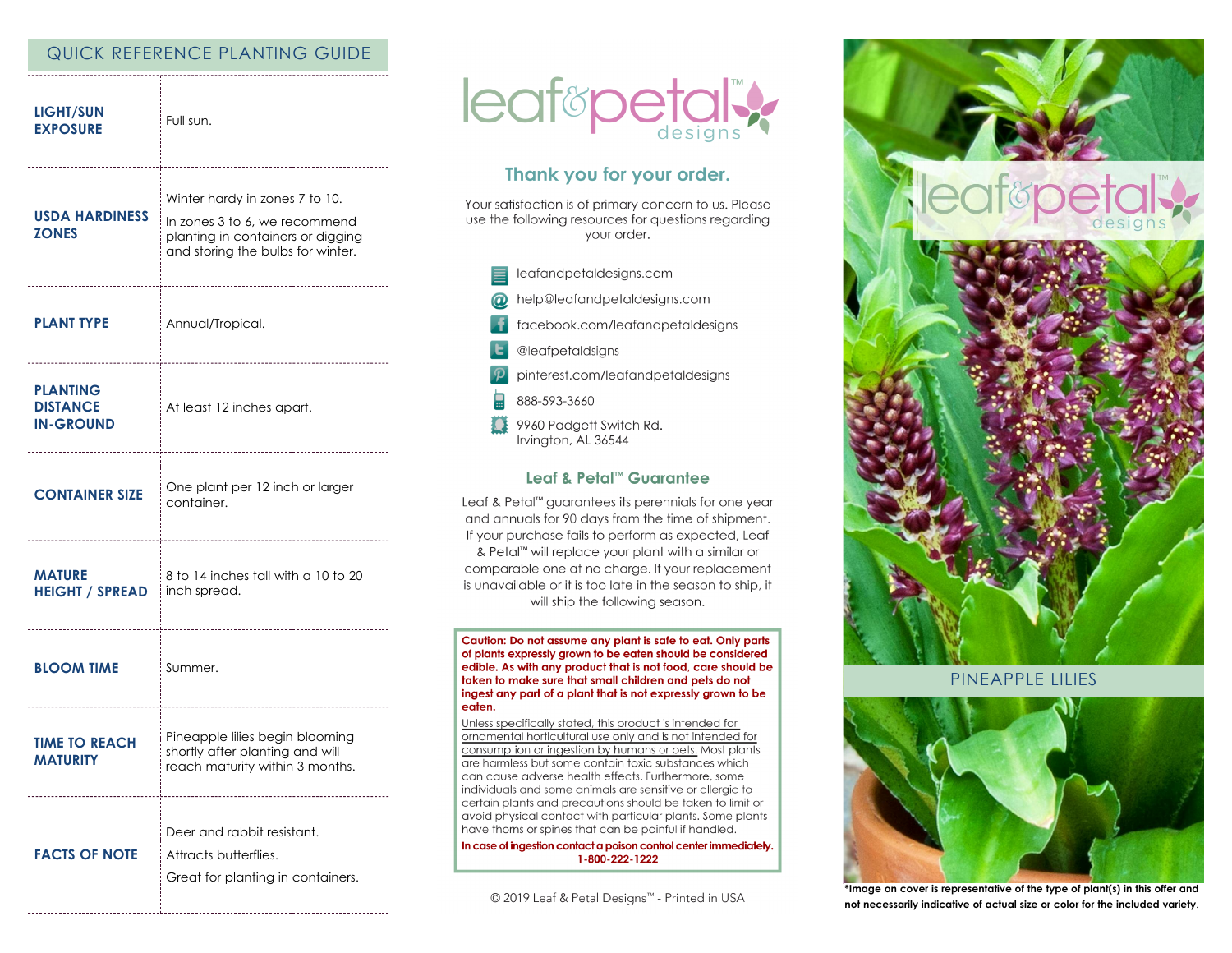## QUICK REFERENCE PLANTING GUIDE

| | |
|---|---|
| **LIGHT/SUN EXPOSURE** | Full sun. |
| **USDA HARDINESS ZONES** | Winter hardy in zones 7 to 10. In zones 3 to 6, we recommend planting in containers or digging and storing the bulbs for winter. |
| **PLANT TYPE** | Annual/Tropical. |
| **PLANTING DISTANCE IN-GROUND** | At least 12 inches apart. |
| **CONTAINER SIZE** | One plant per 12 inch or larger container. |
| **MATURE HEIGHT / SPREAD** | 8 to 14 inches tall with a 10 to 20 inch spread. |
| **BLOOM TIME** | Summer. |
| **TIME TO REACH MATURITY** | Pineapple lilies begin blooming shortly after planting and will reach maturity within 3 months. |
| **FACTS OF NOTE** | Deer and rabbit resistant. Attracts butterflies. Great for planting in containers. |

leaf&petal™ designs

## Thank you for your order.

Your satisfaction is of primary concern to us. Please use the following resources for questions regarding your order.

- leafandpetaldesigns.com
- help@leafandpetaldesigns.com
- facebook.com/leafandpetaldesigns
- @leafpetaldsigns
- pinterest.com/leafandpetaldesigns
- 888-593-3660
- 9960 Padgett Switch Rd.
  Irvington, AL 36544

### Leaf & Petal™ Guarantee

Leaf & Petal™ guarantees its perennials for one year and annuals for 90 days from the time of shipment. If your purchase fails to perform as expected, Leaf & Petal™ will replace your plant with a similar or comparable one at no charge. If your replacement is unavailable or it is too late in the season to ship, it will ship the following season.

**Caution: Do not assume any plant is safe to eat. Only parts of plants expressly grown to be eaten should be considered edible. As with any product that is not food, care should be taken to make sure that small children and pets do not ingest any part of a plant that is not expressly grown to be eaten.**

Unless specifically stated, this product is intended for ornamental horticultural use only and is not intended for consumption or ingestion by humans or pets. Most plants are harmless but some contain toxic substances which can cause adverse health effects. Furthermore, some individuals and some animals are sensitive or allergic to certain plants and precautions should be taken to limit or avoid physical contact with particular plants. Some plants have thorns or spines that can be painful if handled.

**In case of ingestion contact a poison control center immediately. 1-800-222-1222**

© 2019 Leaf & Petal Designs™ - Printed in USA

leaf&petal™ designs

## PINEAPPLE LILIES

**\*Image on cover is representative of the type of plant(s) in this offer and not necessarily indicative of actual size or color for the included variety.**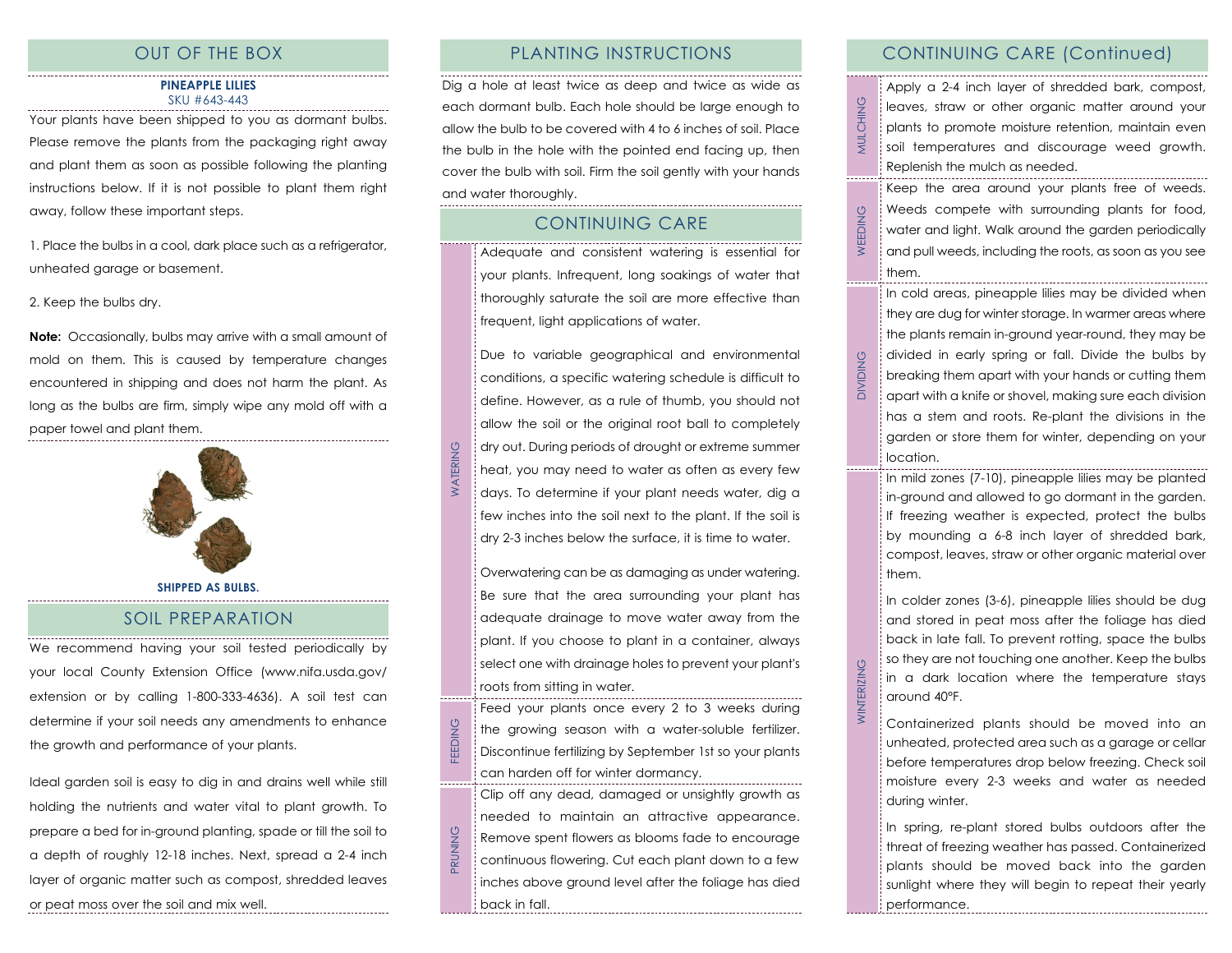## OUT OF THE BOX

**PINEAPPLE LILIES**
SKU #643-443

Your plants have been shipped to you as dormant bulbs. Please remove the plants from the packaging right away and plant them as soon as possible following the planting instructions below. If it is not possible to plant them right away, follow these important steps.

1. Place the bulbs in a cool, dark place such as a refrigerator, unheated garage or basement.

2. Keep the bulbs dry.

**Note:** Occasionally, bulbs may arrive with a small amount of mold on them. This is caused by temperature changes encountered in shipping and does not harm the plant. As long as the bulbs are firm, simply wipe any mold off with a paper towel and plant them.

**SHIPPED AS BULBS.**

## SOIL PREPARATION

We recommend having your soil tested periodically by your local County Extension Office (www.nifa.usda.gov/extension or by calling 1-800-333-4636). A soil test can determine if your soil needs any amendments to enhance the growth and performance of your plants.

Ideal garden soil is easy to dig in and drains well while still holding the nutrients and water vital to plant growth. To prepare a bed for in-ground planting, spade or till the soil to a depth of roughly 12-18 inches. Next, spread a 2-4 inch layer of organic matter such as compost, shredded leaves or peat moss over the soil and mix well.

## PLANTING INSTRUCTIONS

Dig a hole at least twice as deep and twice as wide as each dormant bulb. Each hole should be large enough to allow the bulb to be covered with 4 to 6 inches of soil. Place the bulb in the hole with the pointed end facing up, then cover the bulb with soil. Firm the soil gently with your hands and water thoroughly.

## CONTINUING CARE

### WATERING

Adequate and consistent watering is essential for your plants. Infrequent, long soakings of water that thoroughly saturate the soil are more effective than frequent, light applications of water.

Due to variable geographical and environmental conditions, a specific watering schedule is difficult to define. However, as a rule of thumb, you should not allow the soil or the original root ball to completely dry out. During periods of drought or extreme summer heat, you may need to water as often as every few days. To determine if your plant needs water, dig a few inches into the soil next to the plant. If the soil is dry 2-3 inches below the surface, it is time to water.

Overwatering can be as damaging as under watering. Be sure that the area surrounding your plant has adequate drainage to move water away from the plant. If you choose to plant in a container, always select one with drainage holes to prevent your plant's roots from sitting in water.

### FEEDING

Feed your plants once every 2 to 3 weeks during the growing season with a water-soluble fertilizer. Discontinue fertilizing by September 1st so your plants can harden off for winter dormancy.

### PRUNING

Clip off any dead, damaged or unsightly growth as needed to maintain an attractive appearance. Remove spent flowers as blooms fade to encourage continuous flowering. Cut each plant down to a few inches above ground level after the foliage has died back in fall.

## CONTINUING CARE (Continued)

### MULCHING

Apply a 2-4 inch layer of shredded bark, compost, leaves, straw or other organic matter around your plants to promote moisture retention, maintain even soil temperatures and discourage weed growth. Replenish the mulch as needed.

### WEEDING

Keep the area around your plants free of weeds. Weeds compete with surrounding plants for food, water and light. Walk around the garden periodically and pull weeds, including the roots, as soon as you see them.

### DIVIDING

In cold areas, pineapple lilies may be divided when they are dug for winter storage. In warmer areas where the plants remain in-ground year-round, they may be divided in early spring or fall. Divide the bulbs by breaking them apart with your hands or cutting them apart with a knife or shovel, making sure each division has a stem and roots. Re-plant the divisions in the garden or store them for winter, depending on your location.

### WINTERIZING

In mild zones (7-10), pineapple lilies may be planted in-ground and allowed to go dormant in the garden. If freezing weather is expected, protect the bulbs by mounding a 6-8 inch layer of shredded bark, compost, leaves, straw or other organic material over them.

In colder zones (3-6), pineapple lilies should be dug and stored in peat moss after the foliage has died back in late fall. To prevent rotting, space the bulbs so they are not touching one another. Keep the bulbs in a dark location where the temperature stays around 40°F.

Containerized plants should be moved into an unheated, protected area such as a garage or cellar before temperatures drop below freezing. Check soil moisture every 2-3 weeks and water as needed during winter.

In spring, re-plant stored bulbs outdoors after the threat of freezing weather has passed. Containerized plants should be moved back into the garden sunlight where they will begin to repeat their yearly performance.